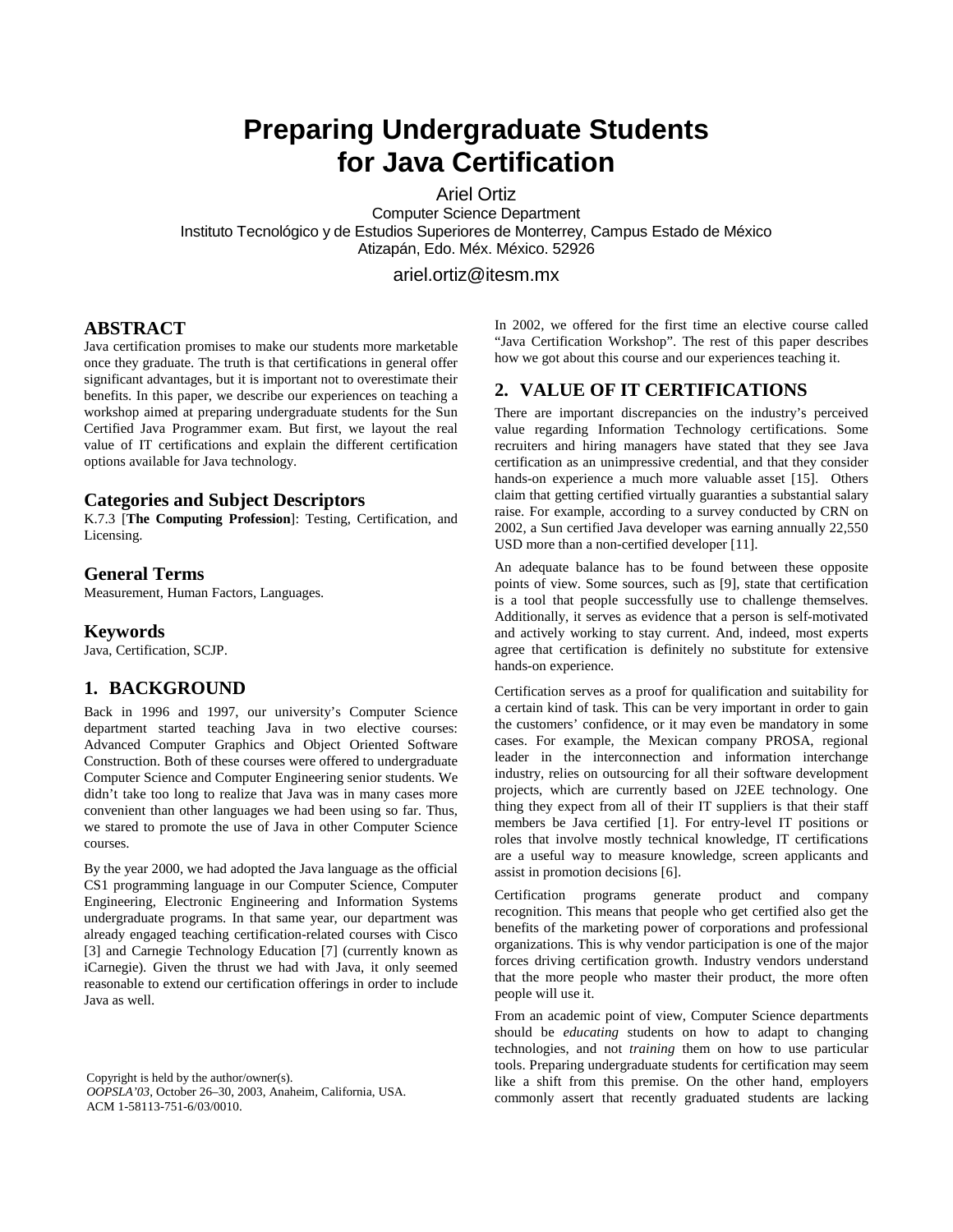# Preparing Undergraduate Students for Java Certification

Ariel Ortiz
Computer Science Department
Instituto Tecnológico y de Estudios Superiores de Monterrey, Campus Estado de México
Atizapán, Edo. Méx. México. 52926

ariel.ortiz@itesm.mx

## ABSTRACT

Java certification promises to make our students more marketable once they graduate. The truth is that certifications in general offer significant advantages, but it is important not to overestimate their benefits. In this paper, we describe our experiences on teaching a workshop aimed at preparing undergraduate students for the Sun Certified Java Programmer exam. But first, we layout the real value of IT certifications and explain the different certification options available for Java technology.

### Categories and Subject Descriptors

K.7.3 [**The Computing Profession**]: Testing, Certification, and Licensing.

### General Terms

Measurement, Human Factors, Languages.

### Keywords

Java, Certification, SCJP.

## 1. BACKGROUND

Back in 1996 and 1997, our university's Computer Science department started teaching Java in two elective courses: Advanced Computer Graphics and Object Oriented Software Construction. Both of these courses were offered to undergraduate Computer Science and Computer Engineering senior students. We didn't take too long to realize that Java was in many cases more convenient than other languages we had been using so far. Thus, we stared to promote the use of Java in other Computer Science courses.

By the year 2000, we had adopted the Java language as the official CS1 programming language in our Computer Science, Computer Engineering, Electronic Engineering and Information Systems undergraduate programs. In that same year, our department was already engaged teaching certification-related courses with Cisco [3] and Carnegie Technology Education [7] (currently known as iCarnegie). Given the thrust we had with Java, it only seemed reasonable to extend our certification offerings in order to include Java as well.

Copyright is held by the author/owner(s).
*OOPSLA'03*, October 26–30, 2003, Anaheim, California, USA.
ACM 1-58113-751-6/03/0010.

In 2002, we offered for the first time an elective course called "Java Certification Workshop". The rest of this paper describes how we got about this course and our experiences teaching it.

## 2. VALUE OF IT CERTIFICATIONS

There are important discrepancies on the industry's perceived value regarding Information Technology certifications. Some recruiters and hiring managers have stated that they see Java certification as an unimpressive credential, and that they consider hands-on experience a much more valuable asset [15]. Others claim that getting certified virtually guaranties a substantial salary raise. For example, according to a survey conducted by CRN on 2002, a Sun certified Java developer was earning annually 22,550 USD more than a non-certified developer [11].

An adequate balance has to be found between these opposite points of view. Some sources, such as [9], state that certification is a tool that people successfully use to challenge themselves. Additionally, it serves as evidence that a person is self-motivated and actively working to stay current. And, indeed, most experts agree that certification is definitely no substitute for extensive hands-on experience.

Certification serves as a proof for qualification and suitability for a certain kind of task. This can be very important in order to gain the customers' confidence, or it may even be mandatory in some cases. For example, the Mexican company PROSA, regional leader in the interconnection and information interchange industry, relies on outsourcing for all their software development projects, which are currently based on J2EE technology. One thing they expect from all of their IT suppliers is that their staff members be Java certified [1]. For entry-level IT positions or roles that involve mostly technical knowledge, IT certifications are a useful way to measure knowledge, screen applicants and assist in promotion decisions [6].

Certification programs generate product and company recognition. This means that people who get certified also get the benefits of the marketing power of corporations and professional organizations. This is why vendor participation is one of the major forces driving certification growth. Industry vendors understand that the more people who master their product, the more often people will use it.

From an academic point of view, Computer Science departments should be *educating* students on how to adapt to changing technologies, and not *training* them on how to use particular tools. Preparing undergraduate students for certification may seem like a shift from this premise. On the other hand, employers commonly assert that recently graduated students are lacking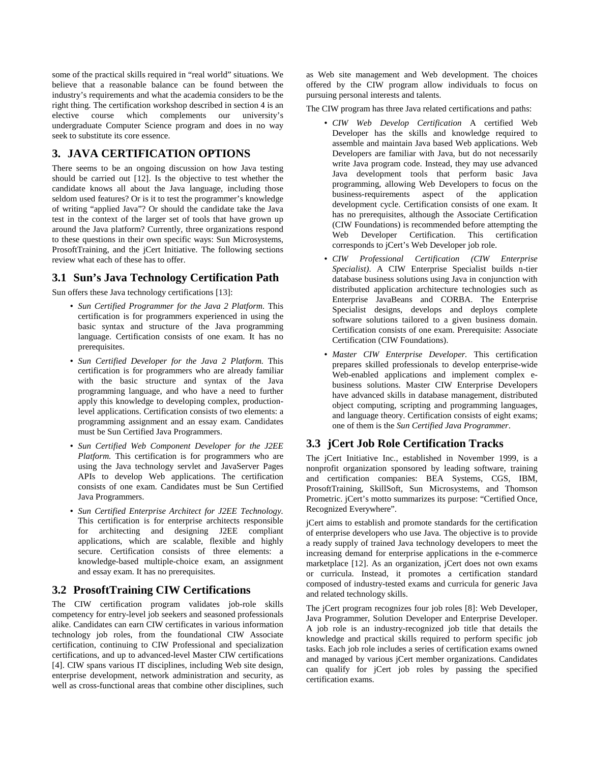some of the practical skills required in "real world" situations. We believe that a reasonable balance can be found between the industry's requirements and what the academia considers to be the right thing. The certification workshop described in section 4 is an elective course which complements our university's undergraduate Computer Science program and does in no way seek to substitute its core essence.

## 3. JAVA CERTIFICATION OPTIONS

There seems to be an ongoing discussion on how Java testing should be carried out [12]. Is the objective to test whether the candidate knows all about the Java language, including those seldom used features? Or is it to test the programmer's knowledge of writing "applied Java"? Or should the candidate take the Java test in the context of the larger set of tools that have grown up around the Java platform? Currently, three organizations respond to these questions in their own specific ways: Sun Microsystems, ProsoftTraining, and the jCert Initiative. The following sections review what each of these has to offer.

### 3.1 Sun's Java Technology Certification Path

Sun offers these Java technology certifications [13]:

- *Sun Certified Programmer for the Java 2 Platform.* This certification is for programmers experienced in using the basic syntax and structure of the Java programming language. Certification consists of one exam. It has no prerequisites.
- *Sun Certified Developer for the Java 2 Platform.* This certification is for programmers who are already familiar with the basic structure and syntax of the Java programming language, and who have a need to further apply this knowledge to developing complex, production-level applications. Certification consists of two elements: a programming assignment and an essay exam. Candidates must be Sun Certified Java Programmers.
- *Sun Certified Web Component Developer for the J2EE Platform.* This certification is for programmers who are using the Java technology servlet and JavaServer Pages APIs to develop Web applications. The certification consists of one exam. Candidates must be Sun Certified Java Programmers.
- *Sun Certified Enterprise Architect for J2EE Technology.* This certification is for enterprise architects responsible for architecting and designing J2EE compliant applications, which are scalable, flexible and highly secure. Certification consists of three elements: a knowledge-based multiple-choice exam, an assignment and essay exam. It has no prerequisites.

### 3.2 ProsoftTraining CIW Certifications

The CIW certification program validates job-role skills competency for entry-level job seekers and seasoned professionals alike. Candidates can earn CIW certificates in various information technology job roles, from the foundational CIW Associate certification, continuing to CIW Professional and specialization certifications, and up to advanced-level Master CIW certifications [4]. CIW spans various IT disciplines, including Web site design, enterprise development, network administration and security, as well as cross-functional areas that combine other disciplines, such as Web site management and Web development. The choices offered by the CIW program allow individuals to focus on pursuing personal interests and talents.

The CIW program has three Java related certifications and paths:

- *CIW Web Develop Certification* A certified Web Developer has the skills and knowledge required to assemble and maintain Java based Web applications. Web Developers are familiar with Java, but do not necessarily write Java program code. Instead, they may use advanced Java development tools that perform basic Java programming, allowing Web Developers to focus on the business-requirements aspect of the application development cycle. Certification consists of one exam. It has no prerequisites, although the Associate Certification (CIW Foundations) is recommended before attempting the Web Developer Certification. This certification corresponds to jCert's Web Developer job role.
- *CIW Professional Certification (CIW Enterprise Specialist).* A CIW Enterprise Specialist builds n-tier database business solutions using Java in conjunction with distributed application architecture technologies such as Enterprise JavaBeans and CORBA. The Enterprise Specialist designs, develops and deploys complete software solutions tailored to a given business domain. Certification consists of one exam. Prerequisite: Associate Certification (CIW Foundations).
- *Master CIW Enterprise Developer.* This certification prepares skilled professionals to develop enterprise-wide Web-enabled applications and implement complex e-business solutions. Master CIW Enterprise Developers have advanced skills in database management, distributed object computing, scripting and programming languages, and language theory. Certification consists of eight exams; one of them is the *Sun Certified Java Programmer*.

### 3.3 jCert Job Role Certification Tracks

The jCert Initiative Inc., established in November 1999, is a nonprofit organization sponsored by leading software, training and certification companies: BEA Systems, CGS, IBM, ProsoftTraining, SkillSoft, Sun Microsystems, and Thomson Prometric. jCert's motto summarizes its purpose: "Certified Once, Recognized Everywhere".

jCert aims to establish and promote standards for the certification of enterprise developers who use Java. The objective is to provide a ready supply of trained Java technology developers to meet the increasing demand for enterprise applications in the e-commerce marketplace [12]. As an organization, jCert does not own exams or curricula. Instead, it promotes a certification standard composed of industry-tested exams and curricula for generic Java and related technology skills.

The jCert program recognizes four job roles [8]: Web Developer, Java Programmer, Solution Developer and Enterprise Developer. A job role is an industry-recognized job title that details the knowledge and practical skills required to perform specific job tasks. Each job role includes a series of certification exams owned and managed by various jCert member organizations. Candidates can qualify for jCert job roles by passing the specified certification exams.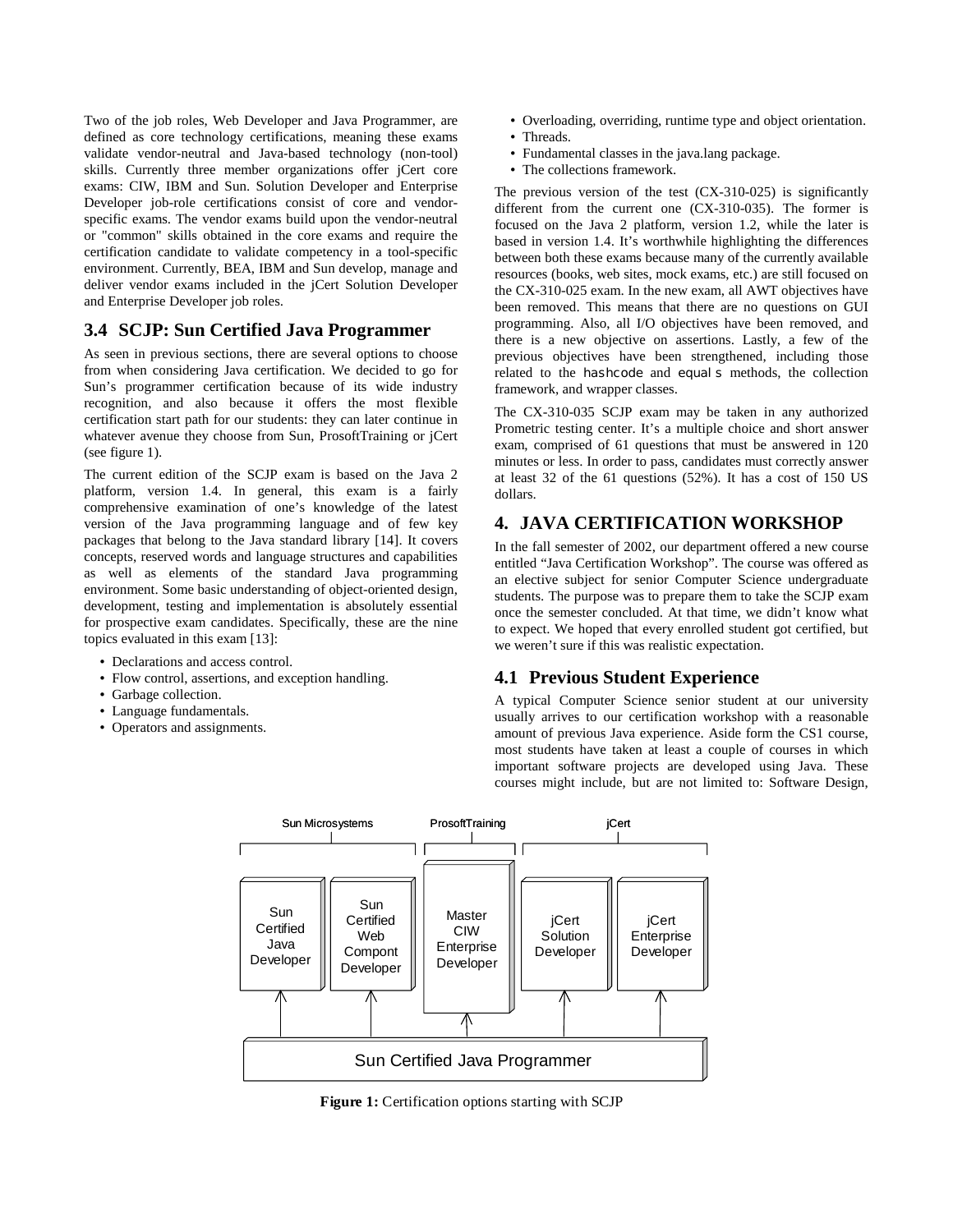Two of the job roles, Web Developer and Java Programmer, are defined as core technology certifications, meaning these exams validate vendor-neutral and Java-based technology (non-tool) skills. Currently three member organizations offer jCert core exams: CIW, IBM and Sun. Solution Developer and Enterprise Developer job-role certifications consist of core and vendor-specific exams. The vendor exams build upon the vendor-neutral or "common" skills obtained in the core exams and require the certification candidate to validate competency in a tool-specific environment. Currently, BEA, IBM and Sun develop, manage and deliver vendor exams included in the jCert Solution Developer and Enterprise Developer job roles.

## 3.4 SCJP: Sun Certified Java Programmer

As seen in previous sections, there are several options to choose from when considering Java certification. We decided to go for Sun's programmer certification because of its wide industry recognition, and also because it offers the most flexible certification start path for our students: they can later continue in whatever avenue they choose from Sun, ProsoftTraining or jCert (see figure 1).

The current edition of the SCJP exam is based on the Java 2 platform, version 1.4. In general, this exam is a fairly comprehensive examination of one's knowledge of the latest version of the Java programming language and of few key packages that belong to the Java standard library [14]. It covers concepts, reserved words and language structures and capabilities as well as elements of the standard Java programming environment. Some basic understanding of object-oriented design, development, testing and implementation is absolutely essential for prospective exam candidates. Specifically, these are the nine topics evaluated in this exam [13]:

- Declarations and access control.
- Flow control, assertions, and exception handling.
- Garbage collection.
- Language fundamentals.
- Operators and assignments.
- Overloading, overriding, runtime type and object orientation.
- Threads.
- Fundamental classes in the java.lang package.
- The collections framework.

The previous version of the test (CX-310-025) is significantly different from the current one (CX-310-035). The former is focused on the Java 2 platform, version 1.2, while the later is based in version 1.4. It's worthwhile highlighting the differences between both these exams because many of the currently available resources (books, web sites, mock exams, etc.) are still focused on the CX-310-025 exam. In the new exam, all AWT objectives have been removed. This means that there are no questions on GUI programming. Also, all I/O objectives have been removed, and there is a new objective on assertions. Lastly, a few of the previous objectives have been strengthened, including those related to the `hashcode` and `equals` methods, the collection framework, and wrapper classes.

The CX-310-035 SCJP exam may be taken in any authorized Prometric testing center. It's a multiple choice and short answer exam, comprised of 61 questions that must be answered in 120 minutes or less. In order to pass, candidates must correctly answer at least 32 of the 61 questions (52%). It has a cost of 150 US dollars.

# 4. JAVA CERTIFICATION WORKSHOP

In the fall semester of 2002, our department offered a new course entitled "Java Certification Workshop". The course was offered as an elective subject for senior Computer Science undergraduate students. The purpose was to prepare them to take the SCJP exam once the semester concluded. At that time, we didn't know what to expect. We hoped that every enrolled student got certified, but we weren't sure if this was realistic expectation.

## 4.1 Previous Student Experience

A typical Computer Science senior student at our university usually arrives to our certification workshop with a reasonable amount of previous Java experience. Aside form the CS1 course, most students have taken at least a couple of courses in which important software projects are developed using Java. These courses might include, but are not limited to: Software Design,

**Figure 1:** Certification options starting with SCJP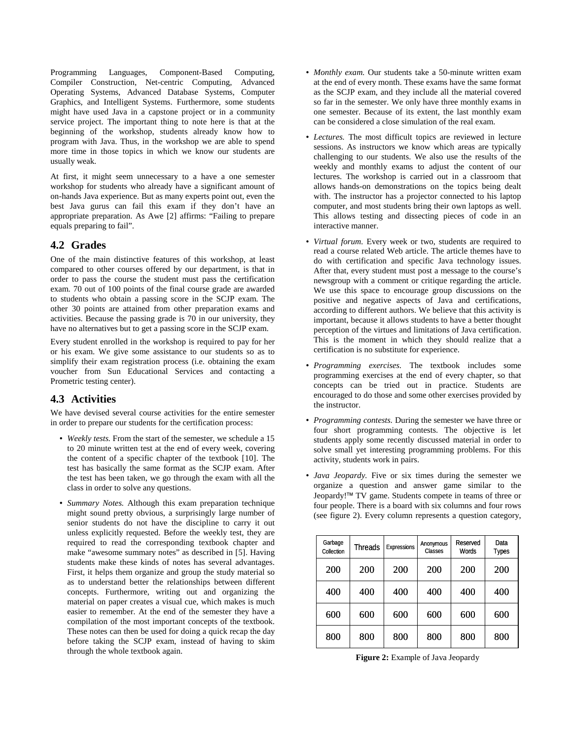Programming Languages, Component-Based Computing, Compiler Construction, Net-centric Computing, Advanced Operating Systems, Advanced Database Systems, Computer Graphics, and Intelligent Systems. Furthermore, some students might have used Java in a capstone project or in a community service project. The important thing to note here is that at the beginning of the workshop, students already know how to program with Java. Thus, in the workshop we are able to spend more time in those topics in which we know our students are usually weak.

At first, it might seem unnecessary to a have a one semester workshop for students who already have a significant amount of on-hands Java experience. But as many experts point out, even the best Java gurus can fail this exam if they don't have an appropriate preparation. As Awe [2] affirms: "Failing to prepare equals preparing to fail".

## 4.2 Grades

One of the main distinctive features of this workshop, at least compared to other courses offered by our department, is that in order to pass the course the student must pass the certification exam. 70 out of 100 points of the final course grade are awarded to students who obtain a passing score in the SCJP exam. The other 30 points are attained from other preparation exams and activities. Because the passing grade is 70 in our university, they have no alternatives but to get a passing score in the SCJP exam.

Every student enrolled in the workshop is required to pay for her or his exam. We give some assistance to our students so as to simplify their exam registration process (i.e. obtaining the exam voucher from Sun Educational Services and contacting a Prometric testing center).

## 4.3 Activities

We have devised several course activities for the entire semester in order to prepare our students for the certification process:

- *Weekly tests.* From the start of the semester, we schedule a 15 to 20 minute written test at the end of every week, covering the content of a specific chapter of the textbook [10]. The test has basically the same format as the SCJP exam. After the test has been taken, we go through the exam with all the class in order to solve any questions.
- *Summary Notes.* Although this exam preparation technique might sound pretty obvious, a surprisingly large number of senior students do not have the discipline to carry it out unless explicitly requested. Before the weekly test, they are required to read the corresponding textbook chapter and make "awesome summary notes" as described in [5]. Having students make these kinds of notes has several advantages. First, it helps them organize and group the study material so as to understand better the relationships between different concepts. Furthermore, writing out and organizing the material on paper creates a visual cue, which makes is much easier to remember. At the end of the semester they have a compilation of the most important concepts of the textbook. These notes can then be used for doing a quick recap the day before taking the SCJP exam, instead of having to skim through the whole textbook again.
- *Monthly exam.* Our students take a 50-minute written exam at the end of every month. These exams have the same format as the SCJP exam, and they include all the material covered so far in the semester. We only have three monthly exams in one semester. Because of its extent, the last monthly exam can be considered a close simulation of the real exam.
- *Lectures.* The most difficult topics are reviewed in lecture sessions. As instructors we know which areas are typically challenging to our students. We also use the results of the weekly and monthly exams to adjust the content of our lectures. The workshop is carried out in a classroom that allows hands-on demonstrations on the topics being dealt with. The instructor has a projector connected to his laptop computer, and most students bring their own laptops as well. This allows testing and dissecting pieces of code in an interactive manner.
- *Virtual forum.* Every week or two, students are required to read a course related Web article. The article themes have to do with certification and specific Java technology issues. After that, every student must post a message to the course's newsgroup with a comment or critique regarding the article. We use this space to encourage group discussions on the positive and negative aspects of Java and certifications, according to different authors. We believe that this activity is important, because it allows students to have a better thought perception of the virtues and limitations of Java certification. This is the moment in which they should realize that a certification is no substitute for experience.
- *Programming exercises.* The textbook includes some programming exercises at the end of every chapter, so that concepts can be tried out in practice. Students are encouraged to do those and some other exercises provided by the instructor.
- *Programming contests.* During the semester we have three or four short programming contests. The objective is let students apply some recently discussed material in order to solve small yet interesting programming problems. For this activity, students work in pairs.
- *Java Jeopardy.* Five or six times during the semester we organize a question and answer game similar to the Jeopardy!™ TV game. Students compete in teams of three or four people. There is a board with six columns and four rows (see figure 2). Every column represents a question category,

| Garbage Collection | Threads | Expressions | Anonymous Classes | Reserved Words | Data Types |
|---|---|---|---|---|---|
| 200 | 200 | 200 | 200 | 200 | 200 |
| 400 | 400 | 400 | 400 | 400 | 400 |
| 600 | 600 | 600 | 600 | 600 | 600 |
| 800 | 800 | 800 | 800 | 800 | 800 |

**Figure 2:** Example of Java Jeopardy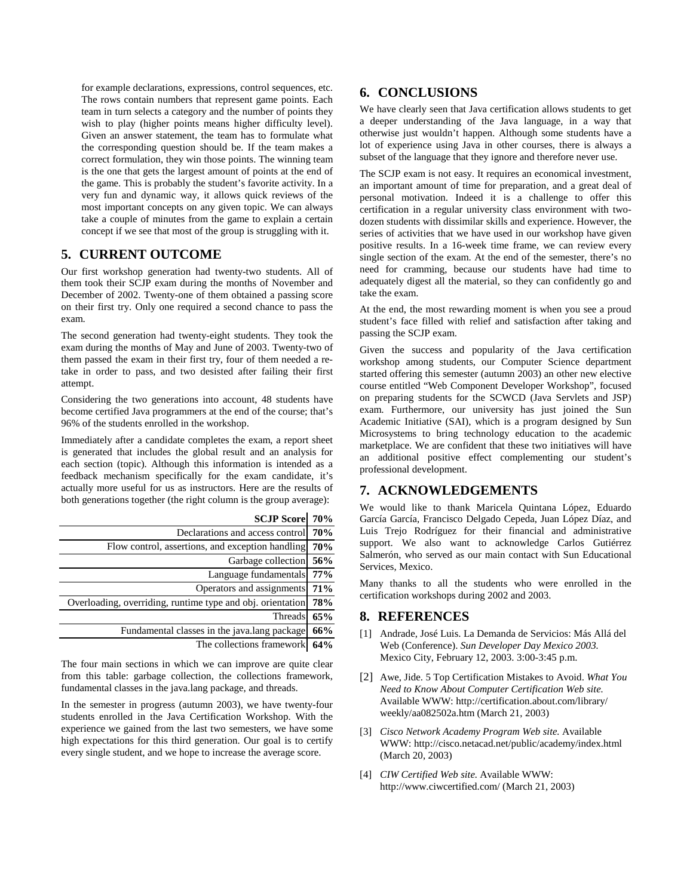for example declarations, expressions, control sequences, etc. The rows contain numbers that represent game points. Each team in turn selects a category and the number of points they wish to play (higher points means higher difficulty level). Given an answer statement, the team has to formulate what the corresponding question should be. If the team makes a correct formulation, they win those points. The winning team is the one that gets the largest amount of points at the end of the game. This is probably the student's favorite activity. In a very fun and dynamic way, it allows quick reviews of the most important concepts on any given topic. We can always take a couple of minutes from the game to explain a certain concept if we see that most of the group is struggling with it.

## 5. CURRENT OUTCOME

Our first workshop generation had twenty-two students. All of them took their SCJP exam during the months of November and December of 2002. Twenty-one of them obtained a passing score on their first try. Only one required a second chance to pass the exam.

The second generation had twenty-eight students. They took the exam during the months of May and June of 2003. Twenty-two of them passed the exam in their first try, four of them needed a re-take in order to pass, and two desisted after failing their first attempt.

Considering the two generations into account, 48 students have become certified Java programmers at the end of the course; that's 96% of the students enrolled in the workshop.

Immediately after a candidate completes the exam, a report sheet is generated that includes the global result and an analysis for each section (topic). Although this information is intended as a feedback mechanism specifically for the exam candidate, it's actually more useful for us as instructors. Here are the results of both generations together (the right column is the group average):

| **SCJP Score** | **70%** |
|---:|---|
| Declarations and access control | **70%** |
| Flow control, assertions, and exception handling | **70%** |
| Garbage collection | **56%** |
| Language fundamentals | **77%** |
| Operators and assignments | **71%** |
| Overloading, overriding, runtime type and obj. orientation | **78%** |
| Threads | **65%** |
| Fundamental classes in the java.lang package | **66%** |
| The collections framework | **64%** |

The four main sections in which we can improve are quite clear from this table: garbage collection, the collections framework, fundamental classes in the java.lang package, and threads.

In the semester in progress (autumn 2003), we have twenty-four students enrolled in the Java Certification Workshop. With the experience we gained from the last two semesters, we have some high expectations for this third generation. Our goal is to certify every single student, and we hope to increase the average score.

## 6. CONCLUSIONS

We have clearly seen that Java certification allows students to get a deeper understanding of the Java language, in a way that otherwise just wouldn't happen. Although some students have a lot of experience using Java in other courses, there is always a subset of the language that they ignore and therefore never use.

The SCJP exam is not easy. It requires an economical investment, an important amount of time for preparation, and a great deal of personal motivation. Indeed it is a challenge to offer this certification in a regular university class environment with two-dozen students with dissimilar skills and experience. However, the series of activities that we have used in our workshop have given positive results. In a 16-week time frame, we can review every single section of the exam. At the end of the semester, there's no need for cramming, because our students have had time to adequately digest all the material, so they can confidently go and take the exam.

At the end, the most rewarding moment is when you see a proud student's face filled with relief and satisfaction after taking and passing the SCJP exam.

Given the success and popularity of the Java certification workshop among students, our Computer Science department started offering this semester (autumn 2003) an other new elective course entitled "Web Component Developer Workshop", focused on preparing students for the SCWCD (Java Servlets and JSP) exam. Furthermore, our university has just joined the Sun Academic Initiative (SAI), which is a program designed by Sun Microsystems to bring technology education to the academic marketplace. We are confident that these two initiatives will have an additional positive effect complementing our student's professional development.

## 7. ACKNOWLEDGEMENTS

We would like to thank Maricela Quintana López, Eduardo García García, Francisco Delgado Cepeda, Juan López Díaz, and Luis Trejo Rodríguez for their financial and administrative support. We also want to acknowledge Carlos Gutiérrez Salmerón, who served as our main contact with Sun Educational Services, Mexico.

Many thanks to all the students who were enrolled in the certification workshops during 2002 and 2003.

## 8. REFERENCES

[1] Andrade, José Luis. La Demanda de Servicios: Más Allá del Web (Conference). *Sun Developer Day Mexico 2003.* Mexico City, February 12, 2003. 3:00-3:45 p.m.

[2] Awe, Jide. 5 Top Certification Mistakes to Avoid. *What You Need to Know About Computer Certification Web site.* Available WWW: http://certification.about.com/library/weekly/aa082502a.htm (March 21, 2003)

[3] *Cisco Network Academy Program Web site.* Available WWW: http://cisco.netacad.net/public/academy/index.html (March 20, 2003)

[4] *CIW Certified Web site.* Available WWW: http://www.ciwcertified.com/ (March 21, 2003)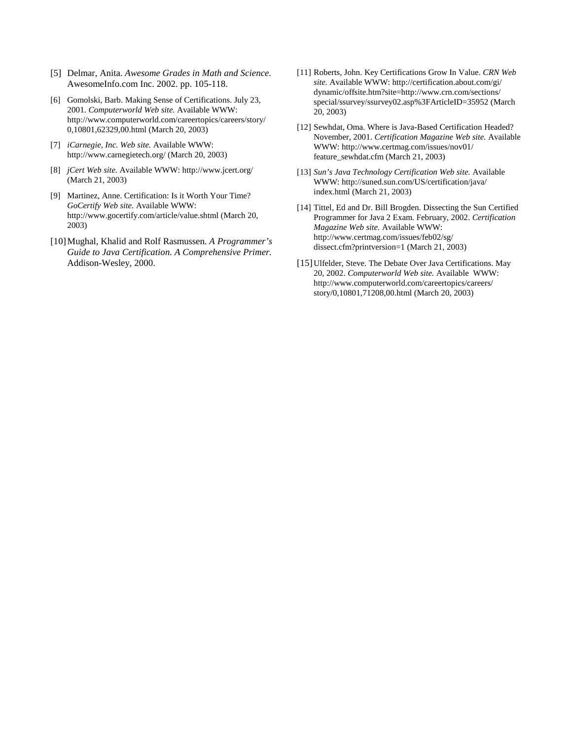[5] Delmar, Anita. *Awesome Grades in Math and Science.* AwesomeInfo.com Inc. 2002. pp. 105-118.

[6] Gomolski, Barb. Making Sense of Certifications. July 23, 2001. *Computerworld Web site.* Available WWW: http://www.computerworld.com/careertopics/careers/story/0,10801,62329,00.html (March 20, 2003)

[7] *iCarnegie, Inc. Web site.* Available WWW: http://www.carnegietech.org/ (March 20, 2003)

[8] *jCert Web site.* Available WWW: http://www.jcert.org/ (March 21, 2003)

[9] Martinez, Anne. Certification: Is it Worth Your Time? *GoCertify Web site.* Available WWW: http://www.gocertify.com/article/value.shtml (March 20, 2003)

[10] Mughal, Khalid and Rolf Rasmussen. *A Programmer's Guide to Java Certification. A Comprehensive Primer.* Addison-Wesley, 2000.

[11] Roberts, John. Key Certifications Grow In Value. *CRN Web site.* Available WWW: http://certification.about.com/gi/dynamic/offsite.htm?site=http://www.crn.com/sections/special/ssurvey/ssurvey02.asp%3FArticleID=35952 (March 20, 2003)

[12] Sewhdat, Oma. Where is Java-Based Certification Headed? November, 2001. *Certification Magazine Web site.* Available WWW: http://www.certmag.com/issues/nov01/feature_sewhdat.cfm (March 21, 2003)

[13] *Sun's Java Technology Certification Web site.* Available WWW: http://suned.sun.com/US/certification/java/index.html (March 21, 2003)

[14] Tittel, Ed and Dr. Bill Brogden. Dissecting the Sun Certified Programmer for Java 2 Exam. February, 2002. *Certification Magazine Web site.* Available WWW: http://www.certmag.com/issues/feb02/sg/dissect.cfm?printversion=1 (March 21, 2003)

[15] Ulfelder, Steve. The Debate Over Java Certifications. May 20, 2002. *Computerworld Web site.* Available WWW: http://www.computerworld.com/careertopics/careers/story/0,10801,71208,00.html (March 20, 2003)